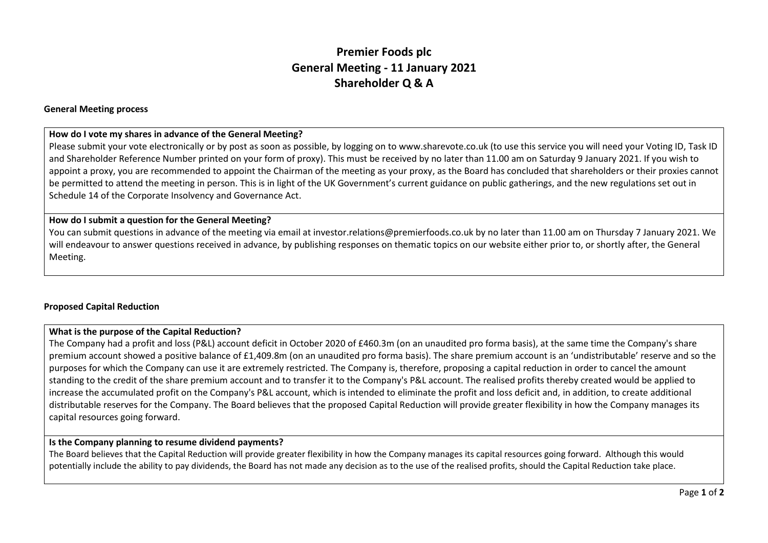# Premier Foods plc
# General Meeting - 11 January 2021
# Shareholder Q & A

## General Meeting process

**How do I vote my shares in advance of the General Meeting?**

Please submit your vote electronically or by post as soon as possible, by logging on to www.sharevote.co.uk (to use this service you will need your Voting ID, Task ID and Shareholder Reference Number printed on your form of proxy). This must be received by no later than 11.00 am on Saturday 9 January 2021. If you wish to appoint a proxy, you are recommended to appoint the Chairman of the meeting as your proxy, as the Board has concluded that shareholders or their proxies cannot be permitted to attend the meeting in person. This is in light of the UK Government's current guidance on public gatherings, and the new regulations set out in Schedule 14 of the Corporate Insolvency and Governance Act.

**How do I submit a question for the General Meeting?**

You can submit questions in advance of the meeting via email at investor.relations@premierfoods.co.uk by no later than 11.00 am on Thursday 7 January 2021. We will endeavour to answer questions received in advance, by publishing responses on thematic topics on our website either prior to, or shortly after, the General Meeting.

## Proposed Capital Reduction

**What is the purpose of the Capital Reduction?**

The Company had a profit and loss (P&L) account deficit in October 2020 of £460.3m (on an unaudited pro forma basis), at the same time the Company's share premium account showed a positive balance of £1,409.8m (on an unaudited pro forma basis). The share premium account is an 'undistributable' reserve and so the purposes for which the Company can use it are extremely restricted. The Company is, therefore, proposing a capital reduction in order to cancel the amount standing to the credit of the share premium account and to transfer it to the Company's P&L account. The realised profits thereby created would be applied to increase the accumulated profit on the Company's P&L account, which is intended to eliminate the profit and loss deficit and, in addition, to create additional distributable reserves for the Company. The Board believes that the proposed Capital Reduction will provide greater flexibility in how the Company manages its capital resources going forward.

**Is the Company planning to resume dividend payments?**

The Board believes that the Capital Reduction will provide greater flexibility in how the Company manages its capital resources going forward. Although this would potentially include the ability to pay dividends, the Board has not made any decision as to the use of the realised profits, should the Capital Reduction take place.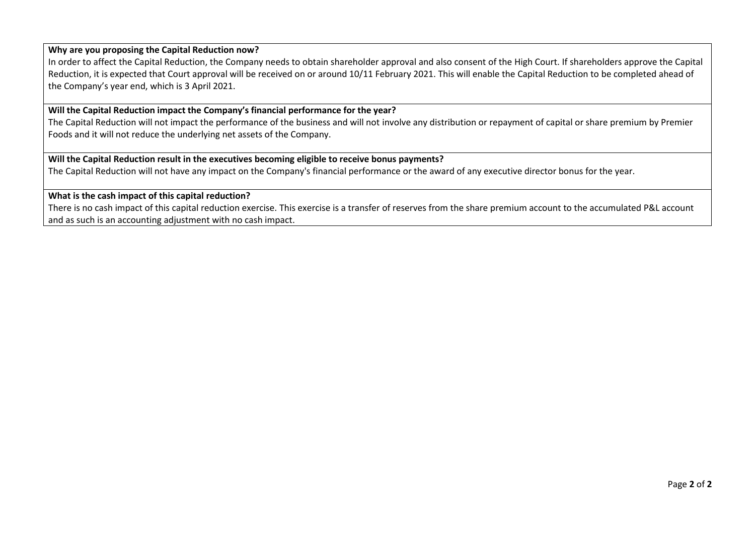**Why are you proposing the Capital Reduction now?**

In order to affect the Capital Reduction, the Company needs to obtain shareholder approval and also consent of the High Court. If shareholders approve the Capital Reduction, it is expected that Court approval will be received on or around 10/11 February 2021. This will enable the Capital Reduction to be completed ahead of the Company's year end, which is 3 April 2021.

**Will the Capital Reduction impact the Company's financial performance for the year?**

The Capital Reduction will not impact the performance of the business and will not involve any distribution or repayment of capital or share premium by Premier Foods and it will not reduce the underlying net assets of the Company.

**Will the Capital Reduction result in the executives becoming eligible to receive bonus payments?**

The Capital Reduction will not have any impact on the Company's financial performance or the award of any executive director bonus for the year.

**What is the cash impact of this capital reduction?**

There is no cash impact of this capital reduction exercise. This exercise is a transfer of reserves from the share premium account to the accumulated P&L account and as such is an accounting adjustment with no cash impact.